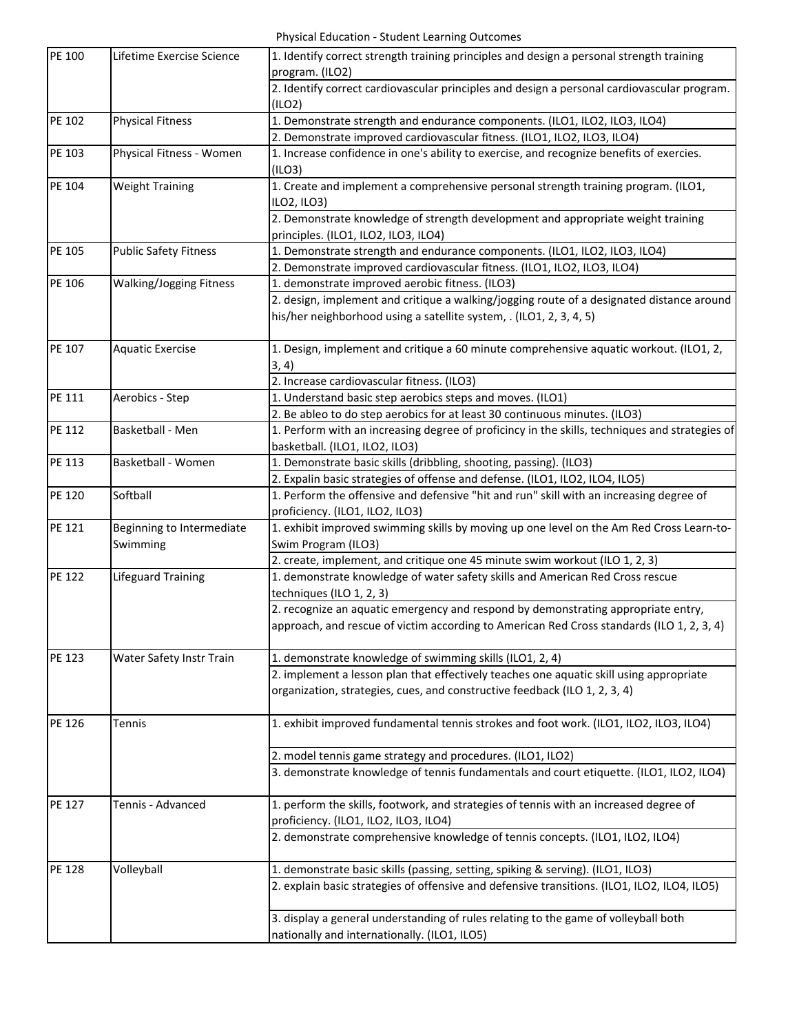Physical Education - Student Learning Outcomes

| Course | Title | Student Learning Outcomes |
|---|---|---|
| PE 100 | Lifetime Exercise Science | 1. Identify correct strength training principles and design a personal strength training program. (ILO2) |
| | | 2. Identify correct cardiovascular principles and design a personal cardiovascular program. (ILO2) |
| PE 102 | Physical Fitness | 1. Demonstrate strength and endurance components. (ILO1, ILO2, ILO3, ILO4) |
| | | 2. Demonstrate improved cardiovascular fitness. (ILO1, ILO2, ILO3, ILO4) |
| PE 103 | Physical Fitness - Women | 1. Increase confidence in one's ability to exercise, and recognize benefits of exercises. (ILO3) |
| PE 104 | Weight Training | 1. Create and implement a comprehensive personal strength training program. (ILO1, ILO2, ILO3) |
| | | 2. Demonstrate knowledge of strength development and appropriate weight training principles. (ILO1, ILO2, ILO3, ILO4) |
| PE 105 | Public Safety Fitness | 1. Demonstrate strength and endurance components. (ILO1, ILO2, ILO3, ILO4) |
| | | 2. Demonstrate improved cardiovascular fitness. (ILO1, ILO2, ILO3, ILO4) |
| PE 106 | Walking/Jogging Fitness | 1. demonstrate improved aerobic fitness. (ILO3) |
| | | 2. design, implement and critique a walking/jogging route of a designated distance around his/her neighborhood using a satellite system, . (ILO1, 2, 3, 4, 5) |
| PE 107 | Aquatic Exercise | 1. Design, implement and critique a 60 minute comprehensive aquatic workout. (ILO1, 2, 3, 4) |
| | | 2. Increase cardiovascular fitness. (ILO3) |
| PE 111 | Aerobics - Step | 1. Understand basic step aerobics steps and moves. (ILO1) |
| | | 2. Be ableo to do step aerobics for at least 30 continuous minutes. (ILO3) |
| PE 112 | Basketball - Men | 1. Perform with an increasing degree of proficincy in the skills, techniques and strategies of basketball. (ILO1, ILO2, ILO3) |
| PE 113 | Basketball - Women | 1. Demonstrate basic skills (dribbling, shooting, passing). (ILO3) |
| | | 2. Expalin basic strategies of offense and defense. (ILO1, ILO2, ILO4, ILO5) |
| PE 120 | Softball | 1. Perform the offensive and defensive "hit and run" skill with an increasing degree of proficiency. (ILO1, ILO2, ILO3) |
| PE 121 | Beginning to Intermediate Swimming | 1. exhibit improved swimming skills by moving up one level on the Am Red Cross Learn-to-Swim Program (ILO3) |
| | | 2. create, implement, and critique one 45 minute swim workout (ILO 1, 2, 3) |
| PE 122 | Lifeguard Training | 1. demonstrate knowledge of water safety skills and American Red Cross rescue techniques (ILO 1, 2, 3) |
| | | 2. recognize an aquatic emergency and respond by demonstrating appropriate entry, approach, and rescue of victim according to American Red Cross standards (ILO 1, 2, 3, 4) |
| PE 123 | Water Safety Instr Train | 1. demonstrate knowledge of swimming skills (ILO1, 2, 4) |
| | | 2. implement a lesson plan that effectively teaches one aquatic skill using appropriate organization, strategies, cues, and constructive feedback (ILO 1, 2, 3, 4) |
| PE 126 | Tennis | 1. exhibit improved fundamental tennis strokes and foot work. (ILO1, ILO2, ILO3, ILO4) |
| | | 2. model tennis game strategy and procedures. (ILO1, ILO2) |
| | | 3. demonstrate knowledge of tennis fundamentals and court etiquette. (ILO1, ILO2, ILO4) |
| PE 127 | Tennis - Advanced | 1. perform the skills, footwork, and strategies of tennis with an increased degree of proficiency. (ILO1, ILO2, ILO3, ILO4) |
| | | 2. demonstrate comprehensive knowledge of tennis concepts. (ILO1, ILO2, ILO4) |
| PE 128 | Volleyball | 1. demonstrate basic skills (passing, setting, spiking & serving). (ILO1, ILO3) |
| | | 2. explain basic strategies of offensive and defensive transitions. (ILO1, ILO2, ILO4, ILO5) |
| | | 3. display a general understanding of rules relating to the game of volleyball both nationally and internationally. (ILO1, ILO5) |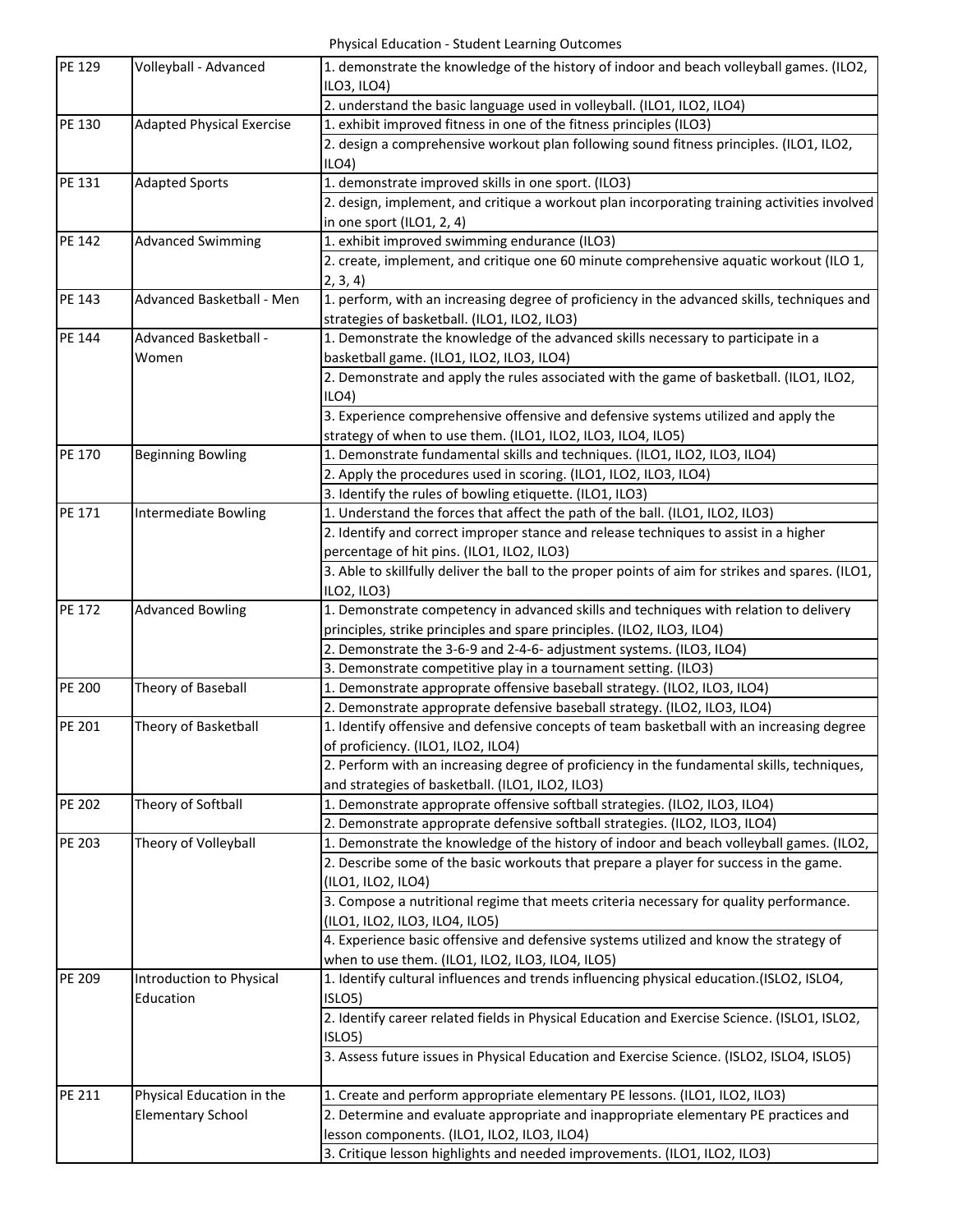Physical Education - Student Learning Outcomes

| | | |
|---|---|---|
| PE 129 | Volleyball - Advanced | 1. demonstrate the knowledge of the history of indoor and beach volleyball games. (ILO2, ILO3, ILO4) |
| | | 2. understand the basic language used in volleyball. (ILO1, ILO2, ILO4) |
| PE 130 | Adapted Physical Exercise | 1. exhibit improved fitness in one of the fitness principles (ILO3) |
| | | 2. design a comprehensive workout plan following sound fitness principles. (ILO1, ILO2, ILO4) |
| PE 131 | Adapted Sports | 1. demonstrate improved skills in one sport. (ILO3) |
| | | 2. design, implement, and critique a workout plan incorporating training activities involved in one sport (ILO1, 2, 4) |
| PE 142 | Advanced Swimming | 1. exhibit improved swimming endurance (ILO3) |
| | | 2. create, implement, and critique one 60 minute comprehensive aquatic workout (ILO 1, 2, 3, 4) |
| PE 143 | Advanced Basketball - Men | 1. perform, with an increasing degree of proficiency in the advanced skills, techniques and strategies of basketball. (ILO1, ILO2, ILO3) |
| PE 144 | Advanced Basketball - Women | 1. Demonstrate the knowledge of the advanced skills necessary to participate in a basketball game. (ILO1, ILO2, ILO3, ILO4) |
| | | 2. Demonstrate and apply the rules associated with the game of basketball. (ILO1, ILO2, ILO4) |
| | | 3. Experience comprehensive offensive and defensive systems utilized and apply the strategy of when to use them. (ILO1, ILO2, ILO3, ILO4, ILO5) |
| PE 170 | Beginning Bowling | 1. Demonstrate fundamental skills and techniques. (ILO1, ILO2, ILO3, ILO4) |
| | | 2. Apply the procedures used in scoring. (ILO1, ILO2, ILO3, ILO4) |
| | | 3. Identify the rules of bowling etiquette. (ILO1, ILO3) |
| PE 171 | Intermediate Bowling | 1. Understand the forces that affect the path of the ball. (ILO1, ILO2, ILO3) |
| | | 2. Identify and correct improper stance and release techniques to assist in a higher percentage of hit pins. (ILO1, ILO2, ILO3) |
| | | 3. Able to skillfully deliver the ball to the proper points of aim for strikes and spares. (ILO1, ILO2, ILO3) |
| PE 172 | Advanced Bowling | 1. Demonstrate competency in advanced skills and techniques with relation to delivery principles, strike principles and spare principles. (ILO2, ILO3, ILO4) |
| | | 2. Demonstrate the 3-6-9 and 2-4-6- adjustment systems. (ILO3, ILO4) |
| | | 3. Demonstrate competitive play in a tournament setting. (ILO3) |
| PE 200 | Theory of Baseball | 1. Demonstrate approprate offensive baseball strategy. (ILO2, ILO3, ILO4) |
| | | 2. Demonstrate approprate defensive baseball strategy. (ILO2, ILO3, ILO4) |
| PE 201 | Theory of Basketball | 1. Identify offensive and defensive concepts of team basketball with an increasing degree of proficiency. (ILO1, ILO2, ILO4) |
| | | 2. Perform with an increasing degree of proficiency in the fundamental skills, techniques, and strategies of basketball. (ILO1, ILO2, ILO3) |
| PE 202 | Theory of Softball | 1. Demonstrate approprate offensive softball strategies. (ILO2, ILO3, ILO4) |
| | | 2. Demonstrate approprate defensive softball strategies. (ILO2, ILO3, ILO4) |
| PE 203 | Theory of Volleyball | 1. Demonstrate the knowledge of the history of indoor and beach volleyball games. (ILO2, |
| | | 2. Describe some of the basic workouts that prepare a player for success in the game. (ILO1, ILO2, ILO4) |
| | | 3. Compose a nutritional regime that meets criteria necessary for quality performance. (ILO1, ILO2, ILO3, ILO4, ILO5) |
| | | 4. Experience basic offensive and defensive systems utilized and know the strategy of when to use them. (ILO1, ILO2, ILO3, ILO4, ILO5) |
| PE 209 | Introduction to Physical Education | 1. Identify cultural influences and trends influencing physical education.(ISLO2, ISLO4, ISLO5) |
| | | 2. Identify career related fields in Physical Education and Exercise Science. (ISLO1, ISLO2, ISLO5) |
| | | 3. Assess future issues in Physical Education and Exercise Science. (ISLO2, ISLO4, ISLO5) |
| PE 211 | Physical Education in the Elementary School | 1. Create and perform appropriate elementary PE lessons. (ILO1, ILO2, ILO3) |
| | | 2. Determine and evaluate appropriate and inappropriate elementary PE practices and lesson components. (ILO1, ILO2, ILO3, ILO4) |
| | | 3. Critique lesson highlights and needed improvements. (ILO1, ILO2, ILO3) |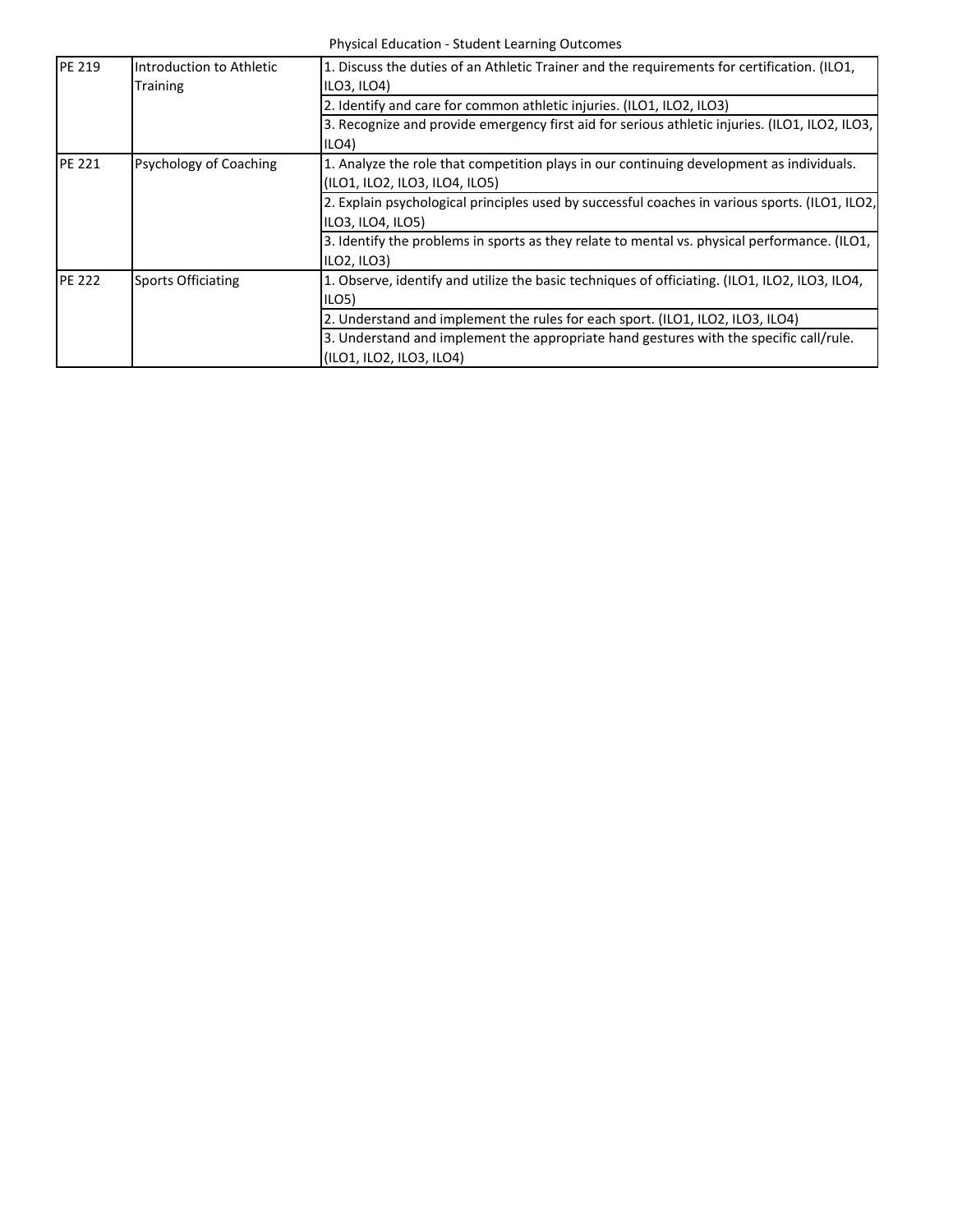| | | |
|---|---|---|
| PE 219 | Introduction to Athletic Training | 1. Discuss the duties of an Athletic Trainer and the requirements for certification. (ILO1, ILO3, ILO4) |
| | | 2. Identify and care for common athletic injuries. (ILO1, ILO2, ILO3) |
| | | 3. Recognize and provide emergency first aid for serious athletic injuries. (ILO1, ILO2, ILO3, ILO4) |
| PE 221 | Psychology of Coaching | 1. Analyze the role that competition plays in our continuing development as individuals. (ILO1, ILO2, ILO3, ILO4, ILO5) |
| | | 2. Explain psychological principles used by successful coaches in various sports. (ILO1, ILO2, ILO3, ILO4, ILO5) |
| | | 3. Identify the problems in sports as they relate to mental vs. physical performance. (ILO1, ILO2, ILO3) |
| PE 222 | Sports Officiating | 1. Observe, identify and utilize the basic techniques of officiating. (ILO1, ILO2, ILO3, ILO4, ILO5) |
| | | 2. Understand and implement the rules for each sport. (ILO1, ILO2, ILO3, ILO4) |
| | | 3. Understand and implement the appropriate hand gestures with the specific call/rule. (ILO1, ILO2, ILO3, ILO4) |